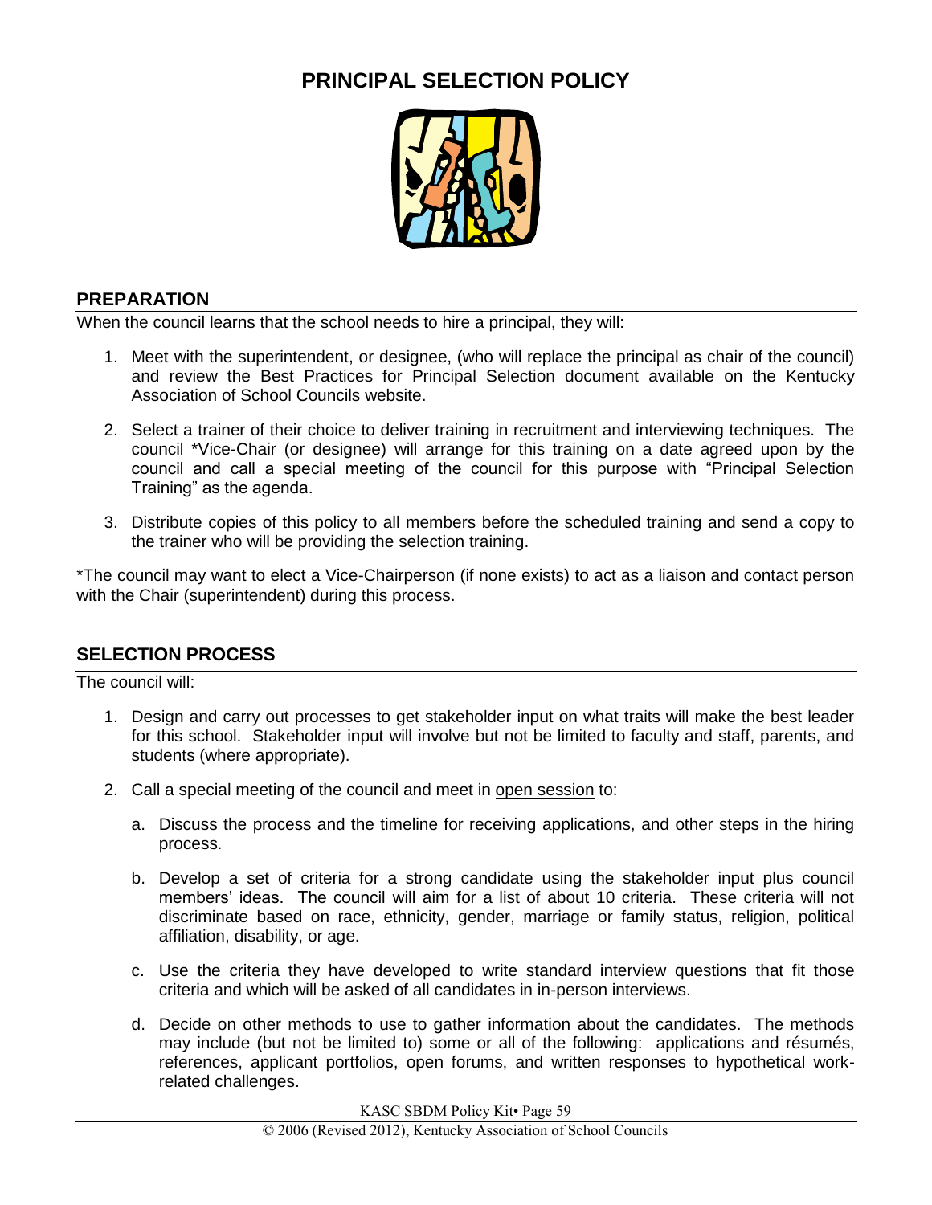# PRINCIPAL SELECTION POLICY

## PREPARATION

When the council learns that the school needs to hire a principal, they will:

1. Meet with the superintendent, or designee, (who will replace the principal as chair of the council) and review the Best Practices for Principal Selection document available on the Kentucky Association of School Councils website.

2. Select a trainer of their choice to deliver training in recruitment and interviewing techniques. The council *Vice-Chair (or designee) will arrange for this training on a date agreed upon by the council and call a special meeting of the council for this purpose with "Principal Selection Training" as the agenda.

3. Distribute copies of this policy to all members before the scheduled training and send a copy to the trainer who will be providing the selection training.

*The council may want to elect a Vice-Chairperson (if none exists) to act as a liaison and contact person with the Chair (superintendent) during this process.

## SELECTION PROCESS

The council will:

1. Design and carry out processes to get stakeholder input on what traits will make the best leader for this school. Stakeholder input will involve but not be limited to faculty and staff, parents, and students (where appropriate).

2. Call a special meeting of the council and meet in <u>open session</u> to:

   a. Discuss the process and the timeline for receiving applications, and other steps in the hiring process.

   b. Develop a set of criteria for a strong candidate using the stakeholder input plus council members' ideas. The council will aim for a list of about 10 criteria. These criteria will not discriminate based on race, ethnicity, gender, marriage or family status, religion, political affiliation, disability, or age.

   c. Use the criteria they have developed to write standard interview questions that fit those criteria and which will be asked of all candidates in in-person interviews.

   d. Decide on other methods to use to gather information about the candidates. The methods may include (but not be limited to) some or all of the following: applications and résumés, references, applicant portfolios, open forums, and written responses to hypothetical work-related challenges.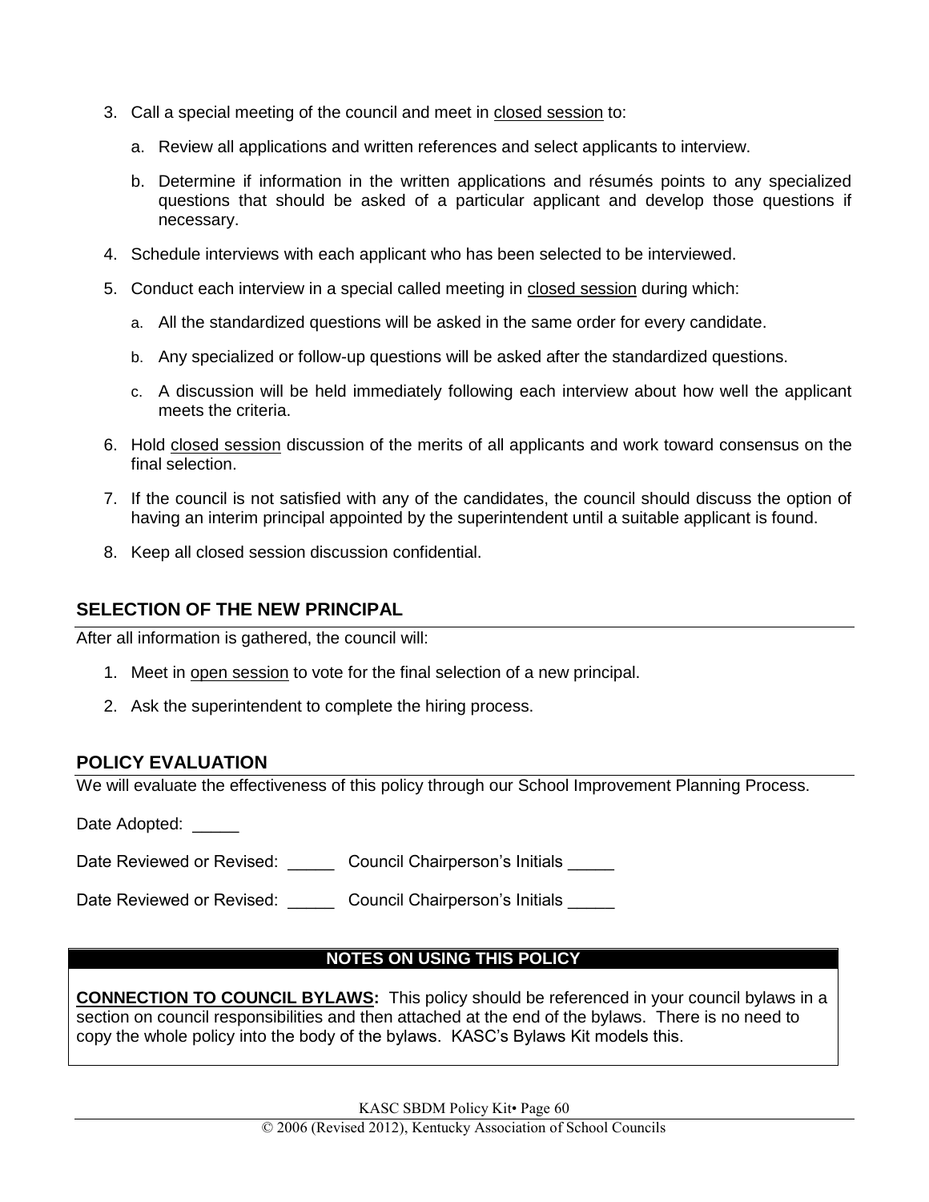3. Call a special meeting of the council and meet in closed session to:

   a. Review all applications and written references and select applicants to interview.

   b. Determine if information in the written applications and résumés points to any specialized questions that should be asked of a particular applicant and develop those questions if necessary.

4. Schedule interviews with each applicant who has been selected to be interviewed.

5. Conduct each interview in a special called meeting in closed session during which:

   a. All the standardized questions will be asked in the same order for every candidate.

   b. Any specialized or follow-up questions will be asked after the standardized questions.

   c. A discussion will be held immediately following each interview about how well the applicant meets the criteria.

6. Hold closed session discussion of the merits of all applicants and work toward consensus on the final selection.

7. If the council is not satisfied with any of the candidates, the council should discuss the option of having an interim principal appointed by the superintendent until a suitable applicant is found.

8. Keep all closed session discussion confidential.

## SELECTION OF THE NEW PRINCIPAL

After all information is gathered, the council will:

1. Meet in open session to vote for the final selection of a new principal.
2. Ask the superintendent to complete the hiring process.

## POLICY EVALUATION

We will evaluate the effectiveness of this policy through our School Improvement Planning Process.

Date Adopted: _____

Date Reviewed or Revised: _____ Council Chairperson's Initials _____

Date Reviewed or Revised: _____ Council Chairperson's Initials _____

**NOTES ON USING THIS POLICY**

**CONNECTION TO COUNCIL BYLAWS:** This policy should be referenced in your council bylaws in a section on council responsibilities and then attached at the end of the bylaws. There is no need to copy the whole policy into the body of the bylaws. KASC's Bylaws Kit models this.